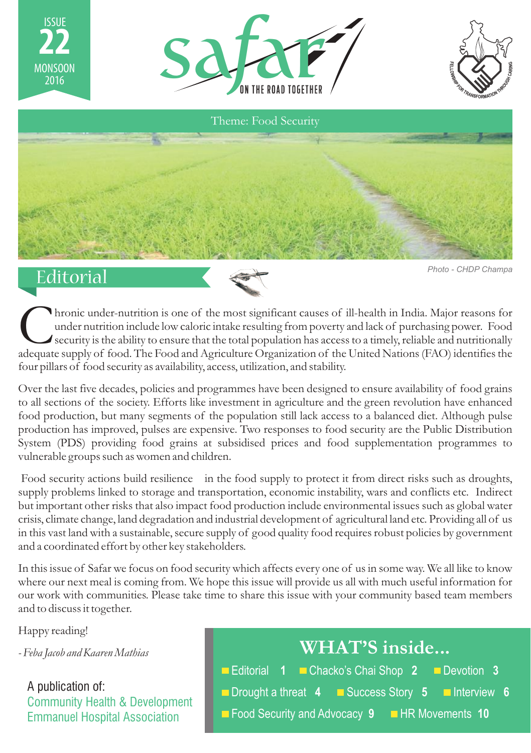ISSUE **22** MONSOON 2016

# safar

ON THE ROAD TOGETHER

FELLOWSHIP FOR TRANSFORMATION THROUGH CARING

Theme: Food Security

Photo - CHDP Champa

## Editorial

Chronic under-nutrition is one of the most significant causes of ill-health in India. Major reasons for under nutrition include low caloric intake resulting from poverty and lack of purchasing power. Food security is the ability to ensure that the total population has access to a timely, reliable and nutritionally adequate supply of food. The Food and Agriculture Organization of the United Nations (FAO) identifies the four pillars of food security as availability, access, utilization, and stability.

Over the last five decades, policies and programmes have been designed to ensure availability of food grains to all sections of the society. Efforts like investment in agriculture and the green revolution have enhanced food production, but many segments of the population still lack access to a balanced diet. Although pulse production has improved, pulses are expensive. Two responses to food security are the Public Distribution System (PDS) providing food grains at subsidised prices and food supplementation programmes to vulnerable groups such as women and children.

Food security actions build resilience in the food supply to protect it from direct risks such as droughts, supply problems linked to storage and transportation, economic instability, wars and conflicts etc. Indirect but important other risks that also impact food production include environmental issues such as global water crisis, climate change, land degradation and industrial development of agricultural land etc. Providing all of us in this vast land with a sustainable, secure supply of good quality food requires robust policies by government and a coordinated effort by other key stakeholders.

In this issue of Safar we focus on food security which affects every one of us in some way. We all like to know where our next meal is coming from. We hope this issue will provide us all with much useful information for our work with communities. Please take time to share this issue with your community based team members and to discuss it together.

Happy reading!

*- Feba Jacob and Kaaren Mathias*

A publication of:
Community Health & Development
Emmanuel Hospital Association

## WHAT'S inside...

- Editorial **1**
- Chacko's Chai Shop **2**
- Devotion **3**
- Drought a threat **4**
- Success Story **5**
- Interview **6**
- Food Security and Advocacy **9**
- HR Movements **10**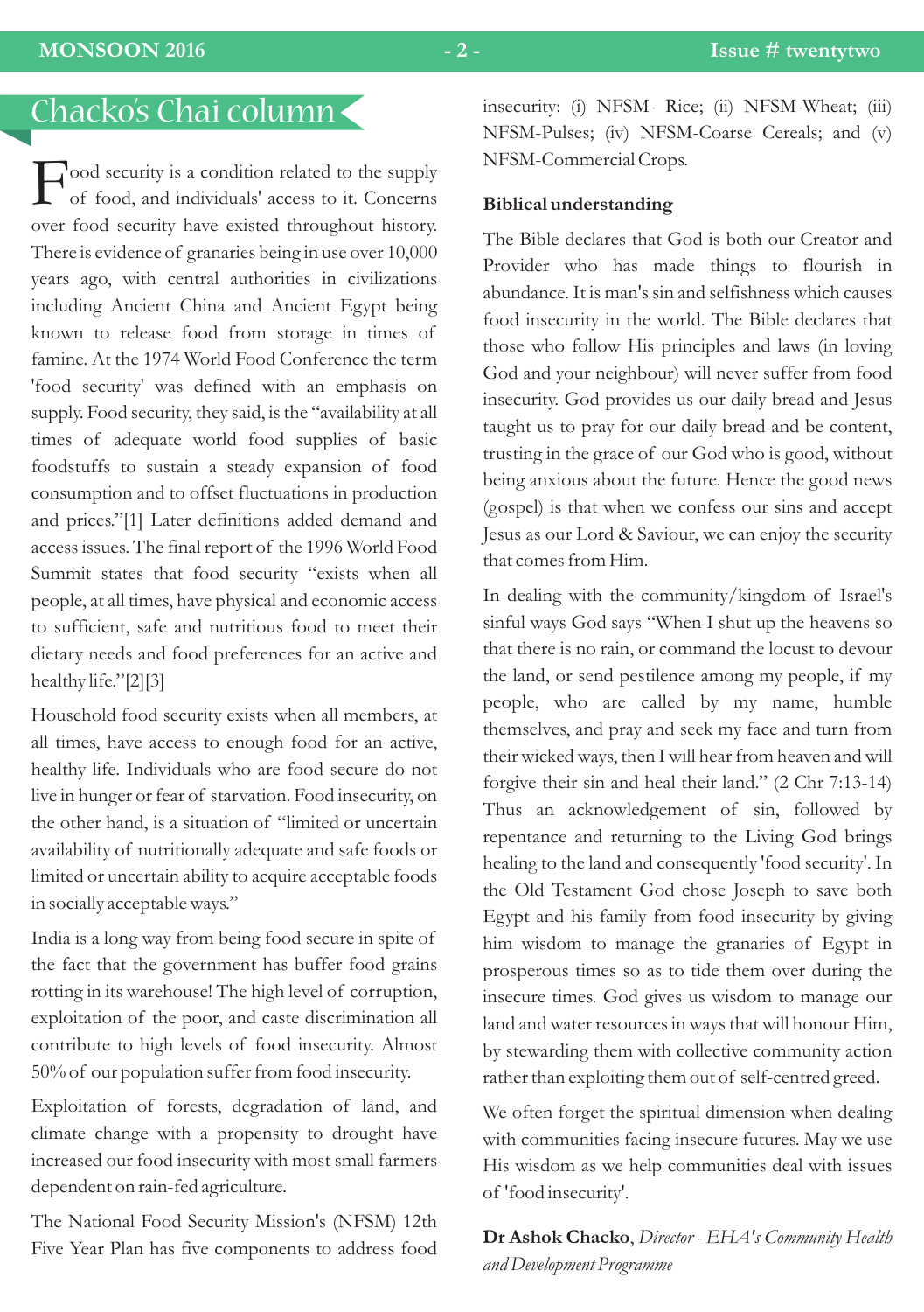# Chacko's Chai column

Food security is a condition related to the supply of food, and individuals' access to it. Concerns over food security have existed throughout history. There is evidence of granaries being in use over 10,000 years ago, with central authorities in civilizations including Ancient China and Ancient Egypt being known to release food from storage in times of famine. At the 1974 World Food Conference the term 'food security' was defined with an emphasis on supply. Food security, they said, is the "availability at all times of adequate world food supplies of basic foodstuffs to sustain a steady expansion of food consumption and to offset fluctuations in production and prices."[1] Later definitions added demand and access issues. The final report of the 1996 World Food Summit states that food security "exists when all people, at all times, have physical and economic access to sufficient, safe and nutritious food to meet their dietary needs and food preferences for an active and healthy life."[2][3]

Household food security exists when all members, at all times, have access to enough food for an active, healthy life. Individuals who are food secure do not live in hunger or fear of starvation. Food insecurity, on the other hand, is a situation of "limited or uncertain availability of nutritionally adequate and safe foods or limited or uncertain ability to acquire acceptable foods in socially acceptable ways."

India is a long way from being food secure in spite of the fact that the government has buffer food grains rotting in its warehouse! The high level of corruption, exploitation of the poor, and caste discrimination all contribute to high levels of food insecurity. Almost 50% of our population suffer from food insecurity.

Exploitation of forests, degradation of land, and climate change with a propensity to drought have increased our food insecurity with most small farmers dependent on rain-fed agriculture.

The National Food Security Mission's (NFSM) 12th Five Year Plan has five components to address food insecurity: (i) NFSM- Rice; (ii) NFSM-Wheat; (iii) NFSM-Pulses; (iv) NFSM-Coarse Cereals; and (v) NFSM-Commercial Crops.

**Biblical understanding**

The Bible declares that God is both our Creator and Provider who has made things to flourish in abundance. It is man's sin and selfishness which causes food insecurity in the world. The Bible declares that those who follow His principles and laws (in loving God and your neighbour) will never suffer from food insecurity. God provides us our daily bread and Jesus taught us to pray for our daily bread and be content, trusting in the grace of our God who is good, without being anxious about the future. Hence the good news (gospel) is that when we confess our sins and accept Jesus as our Lord & Saviour, we can enjoy the security that comes from Him.

In dealing with the community/kingdom of Israel's sinful ways God says "When I shut up the heavens so that there is no rain, or command the locust to devour the land, or send pestilence among my people, if my people, who are called by my name, humble themselves, and pray and seek my face and turn from their wicked ways, then I will hear from heaven and will forgive their sin and heal their land." (2 Chr 7:13-14) Thus an acknowledgement of sin, followed by repentance and returning to the Living God brings healing to the land and consequently 'food security'. In the Old Testament God chose Joseph to save both Egypt and his family from food insecurity by giving him wisdom to manage the granaries of Egypt in prosperous times so as to tide them over during the insecure times. God gives us wisdom to manage our land and water resources in ways that will honour Him, by stewarding them with collective community action rather than exploiting them out of self-centred greed.

We often forget the spiritual dimension when dealing with communities facing insecure futures. May we use His wisdom as we help communities deal with issues of 'food insecurity'.

**Dr Ashok Chacko**, *Director - EHA's Community Health and Development Programme*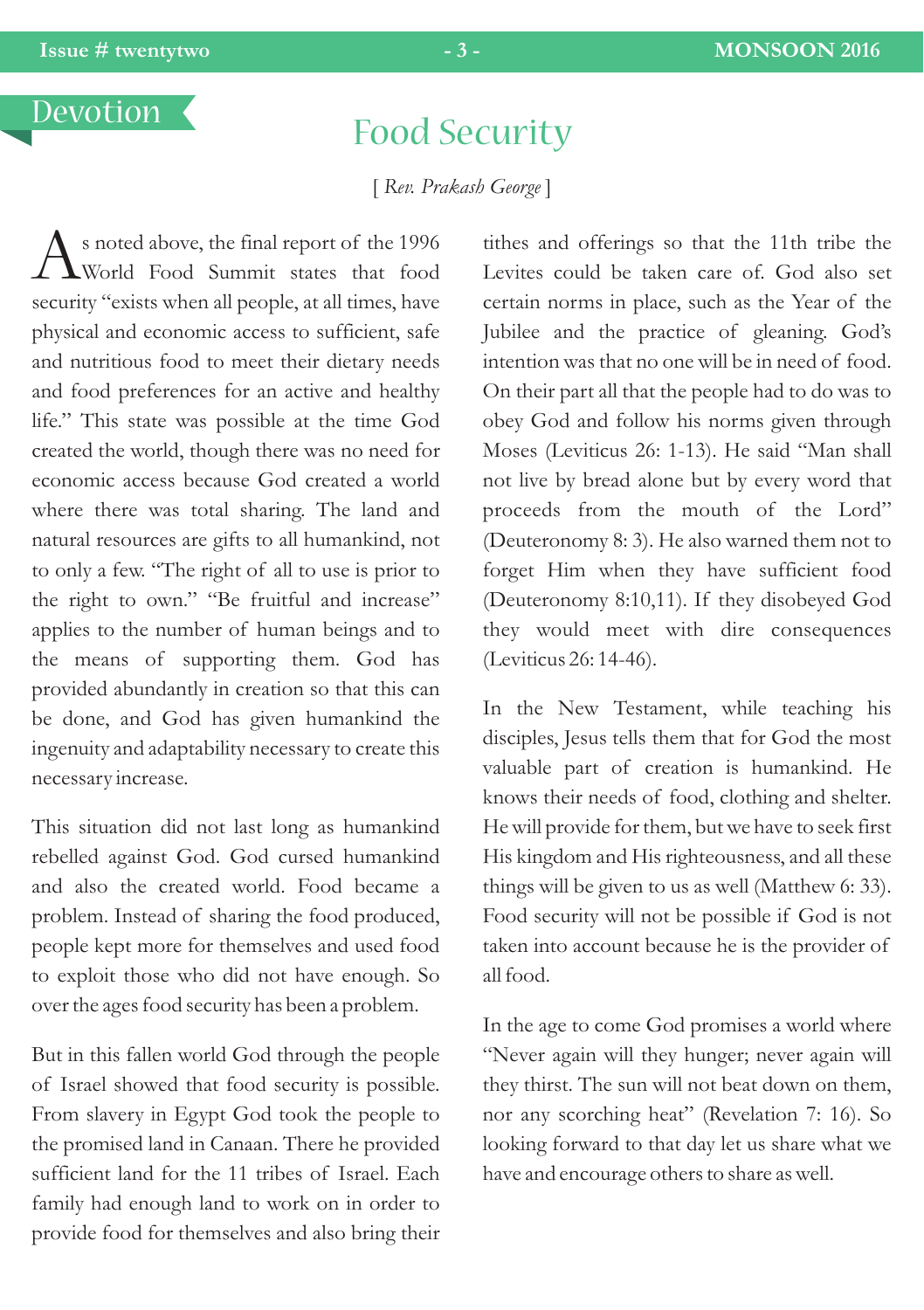Devotion

# Food Security

[ *Rev. Prakash George* ]

As noted above, the final report of the 1996 World Food Summit states that food security "exists when all people, at all times, have physical and economic access to sufficient, safe and nutritious food to meet their dietary needs and food preferences for an active and healthy life." This state was possible at the time God created the world, though there was no need for economic access because God created a world where there was total sharing. The land and natural resources are gifts to all humankind, not to only a few. "The right of all to use is prior to the right to own." "Be fruitful and increase" applies to the number of human beings and to the means of supporting them. God has provided abundantly in creation so that this can be done, and God has given humankind the ingenuity and adaptability necessary to create this necessary increase.

This situation did not last long as humankind rebelled against God. God cursed humankind and also the created world. Food became a problem. Instead of sharing the food produced, people kept more for themselves and used food to exploit those who did not have enough. So over the ages food security has been a problem.

But in this fallen world God through the people of Israel showed that food security is possible. From slavery in Egypt God took the people to the promised land in Canaan. There he provided sufficient land for the 11 tribes of Israel. Each family had enough land to work on in order to provide food for themselves and also bring their tithes and offerings so that the 11th tribe the Levites could be taken care of. God also set certain norms in place, such as the Year of the Jubilee and the practice of gleaning. God's intention was that no one will be in need of food. On their part all that the people had to do was to obey God and follow his norms given through Moses (Leviticus 26: 1-13). He said "Man shall not live by bread alone but by every word that proceeds from the mouth of the Lord" (Deuteronomy 8: 3). He also warned them not to forget Him when they have sufficient food (Deuteronomy 8:10,11). If they disobeyed God they would meet with dire consequences (Leviticus 26: 14-46).

In the New Testament, while teaching his disciples, Jesus tells them that for God the most valuable part of creation is humankind. He knows their needs of food, clothing and shelter. He will provide for them, but we have to seek first His kingdom and His righteousness, and all these things will be given to us as well (Matthew 6: 33). Food security will not be possible if God is not taken into account because he is the provider of all food.

In the age to come God promises a world where "Never again will they hunger; never again will they thirst. The sun will not beat down on them, nor any scorching heat" (Revelation 7: 16). So looking forward to that day let us share what we have and encourage others to share as well.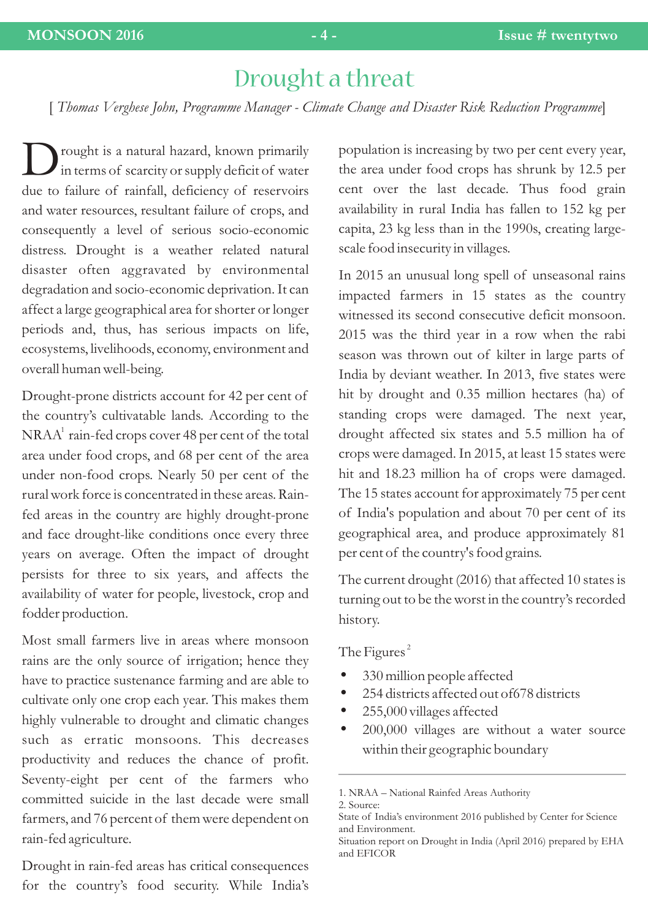# Drought a threat

[ *Thomas Verghese John, Programme Manager - Climate Change and Disaster Risk Reduction Programme*]

Drought is a natural hazard, known primarily in terms of scarcity or supply deficit of water due to failure of rainfall, deficiency of reservoirs and water resources, resultant failure of crops, and consequently a level of serious socio-economic distress. Drought is a weather related natural disaster often aggravated by environmental degradation and socio-economic deprivation. It can affect a large geographical area for shorter or longer periods and, thus, has serious impacts on life, ecosystems, livelihoods, economy, environment and overall human well-being.

Drought-prone districts account for 42 per cent of the country's cultivatable lands. According to the NRAA[1] rain-fed crops cover 48 per cent of the total area under food crops, and 68 per cent of the area under non-food crops. Nearly 50 per cent of the rural work force is concentrated in these areas. Rain-fed areas in the country are highly drought-prone and face drought-like conditions once every three years on average. Often the impact of drought persists for three to six years, and affects the availability of water for people, livestock, crop and fodder production.

Most small farmers live in areas where monsoon rains are the only source of irrigation; hence they have to practice sustenance farming and are able to cultivate only one crop each year. This makes them highly vulnerable to drought and climatic changes such as erratic monsoons. This decreases productivity and reduces the chance of profit. Seventy-eight per cent of the farmers who committed suicide in the last decade were small farmers, and 76 percent of them were dependent on rain-fed agriculture.

Drought in rain-fed areas has critical consequences for the country's food security. While India's population is increasing by two per cent every year, the area under food crops has shrunk by 12.5 per cent over the last decade. Thus food grain availability in rural India has fallen to 152 kg per capita, 23 kg less than in the 1990s, creating large-scale food insecurity in villages.

In 2015 an unusual long spell of unseasonal rains impacted farmers in 15 states as the country witnessed its second consecutive deficit monsoon. 2015 was the third year in a row when the rabi season was thrown out of kilter in large parts of India by deviant weather. In 2013, five states were hit by drought and 0.35 million hectares (ha) of standing crops were damaged. The next year, drought affected six states and 5.5 million ha of crops were damaged. In 2015, at least 15 states were hit and 18.23 million ha of crops were damaged. The 15 states account for approximately 75 per cent of India's population and about 70 per cent of its geographical area, and produce approximately 81 per cent of the country's food grains.

The current drought (2016) that affected 10 states is turning out to be the worst in the country's recorded history.

The Figures[2]

- 330 million people affected
- 254 districts affected out of678 districts
- 255,000 villages affected
- 200,000 villages are without a water source within their geographic boundary

---

1. NRAA – National Rainfed Areas Authority
2. Source:
State of India's environment 2016 published by Center for Science and Environment.
Situation report on Drought in India (April 2016) prepared by EHA and EFICOR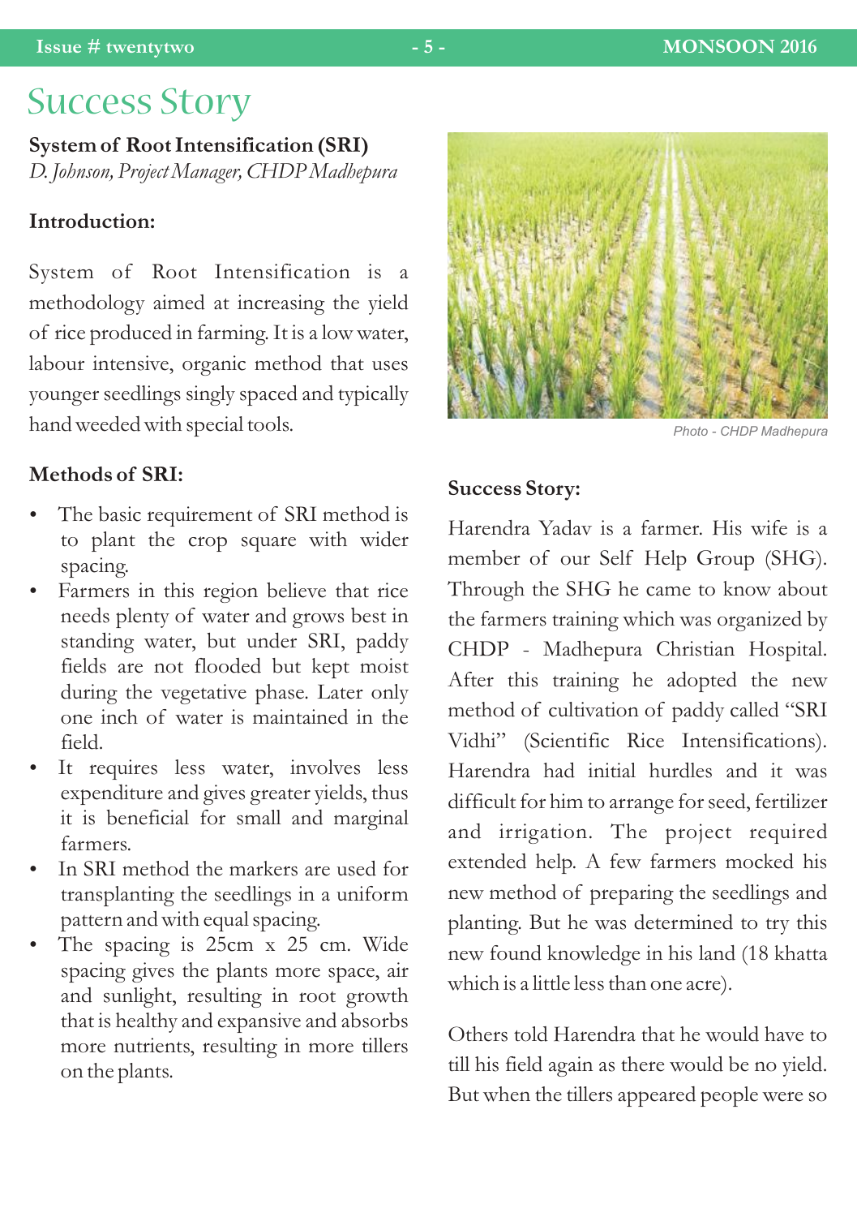# Success Story

**System of Root Intensification (SRI)**
*D. Johnson, Project Manager, CHDP Madhepura*

### Introduction:

System of Root Intensification is a methodology aimed at increasing the yield of rice produced in farming. It is a low water, labour intensive, organic method that uses younger seedlings singly spaced and typically hand weeded with special tools.

### Methods of SRI:

- The basic requirement of SRI method is to plant the crop square with wider spacing.
- Farmers in this region believe that rice needs plenty of water and grows best in standing water, but under SRI, paddy fields are not flooded but kept moist during the vegetative phase. Later only one inch of water is maintained in the field.
- It requires less water, involves less expenditure and gives greater yields, thus it is beneficial for small and marginal farmers.
- In SRI method the markers are used for transplanting the seedlings in a uniform pattern and with equal spacing.
- The spacing is 25cm x 25 cm. Wide spacing gives the plants more space, air and sunlight, resulting in root growth that is healthy and expansive and absorbs more nutrients, resulting in more tillers on the plants.

Photo - CHDP Madhepura

### Success Story:

Harendra Yadav is a farmer. His wife is a member of our Self Help Group (SHG). Through the SHG he came to know about the farmers training which was organized by CHDP - Madhepura Christian Hospital. After this training he adopted the new method of cultivation of paddy called "SRI Vidhi" (Scientific Rice Intensifications). Harendra had initial hurdles and it was difficult for him to arrange for seed, fertilizer and irrigation. The project required extended help. A few farmers mocked his new method of preparing the seedlings and planting. But he was determined to try this new found knowledge in his land (18 khatta which is a little less than one acre).

Others told Harendra that he would have to till his field again as there would be no yield. But when the tillers appeared people were so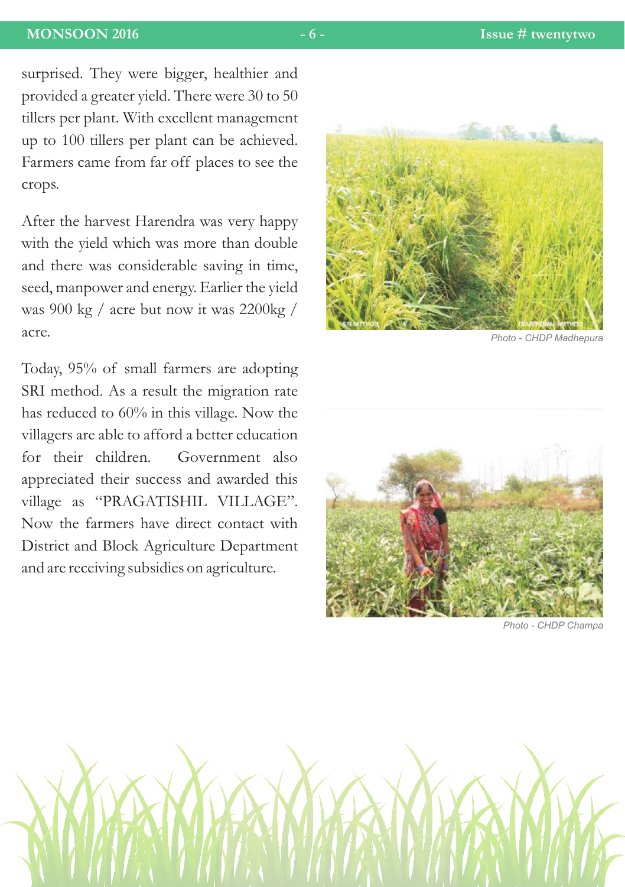surprised. They were bigger, healthier and provided a greater yield. There were 30 to 50 tillers per plant. With excellent management up to 100 tillers per plant can be achieved. Farmers came from far off places to see the crops.

After the harvest Harendra was very happy with the yield which was more than double and there was considerable saving in time, seed, manpower and energy. Earlier the yield was 900 kg / acre but now it was 2200kg / acre.

Today, 95% of small farmers are adopting SRI method. As a result the migration rate has reduced to 60% in this village. Now the villagers are able to afford a better education for their children. Government also appreciated their success and awarded this village as "PRAGATISHIL VILLAGE". Now the farmers have direct contact with District and Block Agriculture Department and are receiving subsidies on agriculture.

*Photo - CHDP Madhepura*

*Photo - CHDP Champa*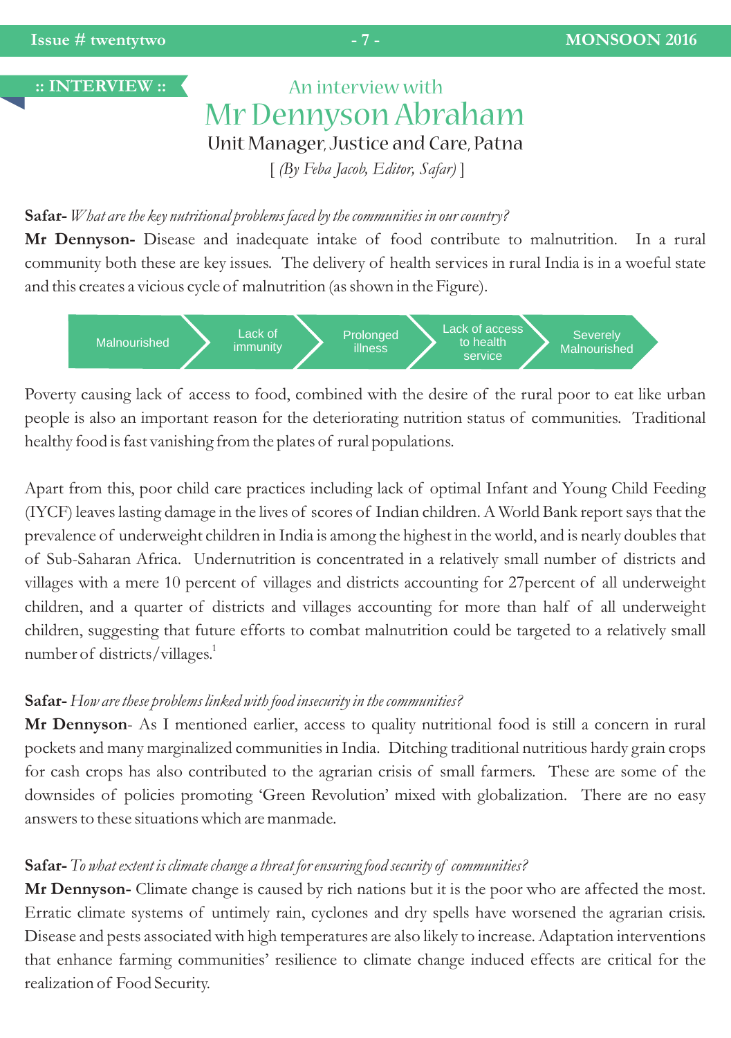:: INTERVIEW ::

An interview with

# Mr Dennyson Abraham

Unit Manager, Justice and Care, Patna

[ *(By Feba Jacob, Editor, Safar)* ]

**Safar-** *What are the key nutritional problems faced by the communities in our country?*

**Mr Dennyson-** Disease and inadequate intake of food contribute to malnutrition. In a rural community both these are key issues. The delivery of health services in rural India is in a woeful state and this creates a vicious cycle of malnutrition (as shown in the Figure).

Malnourished → Lack of immunity → Prolonged illness → Lack of access to health service → Severely Malnourished

Poverty causing lack of access to food, combined with the desire of the rural poor to eat like urban people is also an important reason for the deteriorating nutrition status of communities. Traditional healthy food is fast vanishing from the plates of rural populations.

Apart from this, poor child care practices including lack of optimal Infant and Young Child Feeding (IYCF) leaves lasting damage in the lives of scores of Indian children. A World Bank report says that the prevalence of underweight children in India is among the highest in the world, and is nearly doubles that of Sub-Saharan Africa. Undernutrition is concentrated in a relatively small number of districts and villages with a mere 10 percent of villages and districts accounting for 27percent of all underweight children, and a quarter of districts and villages accounting for more than half of all underweight children, suggesting that future efforts to combat malnutrition could be targeted to a relatively small number of districts/villages.[1]

**Safar-** *How are these problems linked with food insecurity in the communities?*

**Mr Dennyson**- As I mentioned earlier, access to quality nutritional food is still a concern in rural pockets and many marginalized communities in India. Ditching traditional nutritious hardy grain crops for cash crops has also contributed to the agrarian crisis of small farmers. These are some of the downsides of policies promoting 'Green Revolution' mixed with globalization. There are no easy answers to these situations which are manmade.

**Safar-** *To what extent is climate change a threat for ensuring food security of communities?*

**Mr Dennyson-** Climate change is caused by rich nations but it is the poor who are affected the most. Erratic climate systems of untimely rain, cyclones and dry spells have worsened the agrarian crisis. Disease and pests associated with high temperatures are also likely to increase. Adaptation interventions that enhance farming communities' resilience to climate change induced effects are critical for the realization of Food Security.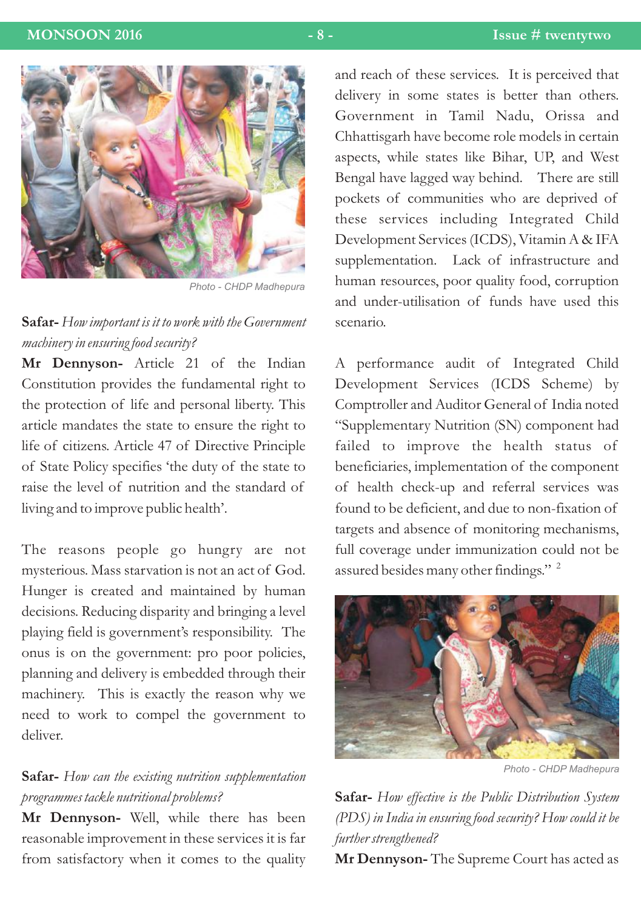Photo - CHDP Madhepura

**Safar-** *How important is it to work with the Government machinery in ensuring food security?*

**Mr Dennyson-** Article 21 of the Indian Constitution provides the fundamental right to the protection of life and personal liberty. This article mandates the state to ensure the right to life of citizens. Article 47 of Directive Principle of State Policy specifies 'the duty of the state to raise the level of nutrition and the standard of living and to improve public health'.

The reasons people go hungry are not mysterious. Mass starvation is not an act of God. Hunger is created and maintained by human decisions. Reducing disparity and bringing a level playing field is government's responsibility. The onus is on the government: pro poor policies, planning and delivery is embedded through their machinery. This is exactly the reason why we need to work to compel the government to deliver.

**Safar-** *How can the existing nutrition supplementation programmes tackle nutritional problems?*

**Mr Dennyson-** Well, while there has been reasonable improvement in these services it is far from satisfactory when it comes to the quality and reach of these services. It is perceived that delivery in some states is better than others. Government in Tamil Nadu, Orissa and Chhattisgarh have become role models in certain aspects, while states like Bihar, UP, and West Bengal have lagged way behind. There are still pockets of communities who are deprived of these services including Integrated Child Development Services (ICDS), Vitamin A & IFA supplementation. Lack of infrastructure and human resources, poor quality food, corruption and under-utilisation of funds have used this scenario.

A performance audit of Integrated Child Development Services (ICDS Scheme) by Comptroller and Auditor General of India noted "Supplementary Nutrition (SN) component had failed to improve the health status of beneficiaries, implementation of the component of health check-up and referral services was found to be deficient, and due to non-fixation of targets and absence of monitoring mechanisms, full coverage under immunization could not be assured besides many other findings." [2]

Photo - CHDP Madhepura

**Safar-** *How effective is the Public Distribution System (PDS) in India in ensuring food security? How could it be further strengthened?*

**Mr Dennyson-** The Supreme Court has acted as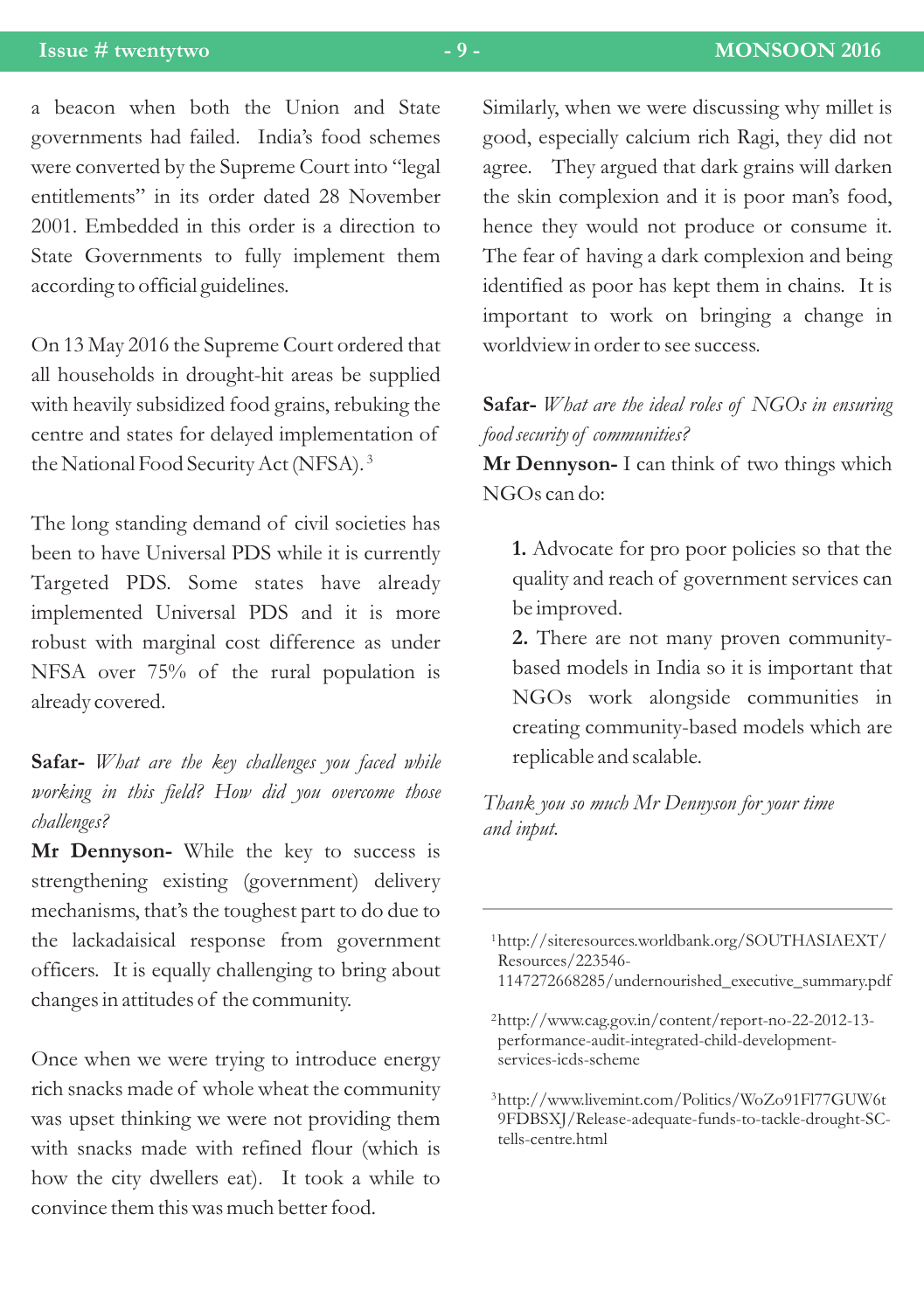a beacon when both the Union and State governments had failed. India's food schemes were converted by the Supreme Court into "legal entitlements" in its order dated 28 November 2001. Embedded in this order is a direction to State Governments to fully implement them according to official guidelines.

On 13 May 2016 the Supreme Court ordered that all households in drought-hit areas be supplied with heavily subsidized food grains, rebuking the centre and states for delayed implementation of the National Food Security Act (NFSA).[3]

The long standing demand of civil societies has been to have Universal PDS while it is currently Targeted PDS. Some states have already implemented Universal PDS and it is more robust with marginal cost difference as under NFSA over 75% of the rural population is already covered.

**Safar-** *What are the key challenges you faced while working in this field? How did you overcome those challenges?*

**Mr Dennyson-** While the key to success is strengthening existing (government) delivery mechanisms, that's the toughest part to do due to the lackadaisical response from government officers. It is equally challenging to bring about changes in attitudes of the community.

Once when we were trying to introduce energy rich snacks made of whole wheat the community was upset thinking we were not providing them with snacks made with refined flour (which is how the city dwellers eat). It took a while to convince them this was much better food.

Similarly, when we were discussing why millet is good, especially calcium rich Ragi, they did not agree. They argued that dark grains will darken the skin complexion and it is poor man's food, hence they would not produce or consume it. The fear of having a dark complexion and being identified as poor has kept them in chains. It is important to work on bringing a change in worldview in order to see success.

**Safar-** *What are the ideal roles of NGOs in ensuring food security of communities?*

**Mr Dennyson-** I can think of two things which NGOs can do:

1. Advocate for pro poor policies so that the quality and reach of government services can be improved.
2. There are not many proven community-based models in India so it is important that NGOs work alongside communities in creating community-based models which are replicable and scalable.

*Thank you so much Mr Dennyson for your time and input.*

---

[1] http://siteresources.worldbank.org/SOUTHASIAEXT/Resources/223546-1147272668285/undernourished_executive_summary.pdf

[2] http://www.cag.gov.in/content/report-no-22-2012-13-performance-audit-integrated-child-development-services-icds-scheme

[3] http://www.livemint.com/Politics/WoZo91Fl77GUW6t9FDBSXJ/Release-adequate-funds-to-tackle-drought-SC-tells-centre.html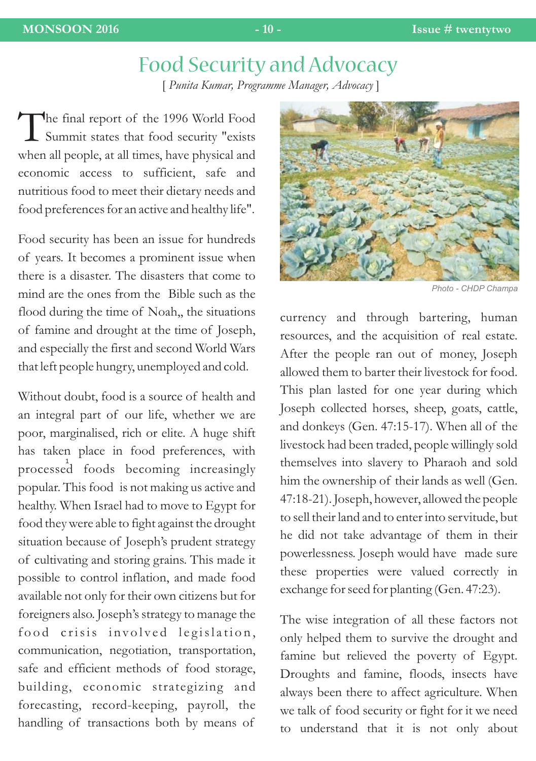# Food Security and Advocacy

[ *Punita Kumar, Programme Manager, Advocacy* ]

The final report of the 1996 World Food Summit states that food security "exists when all people, at all times, have physical and economic access to sufficient, safe and nutritious food to meet their dietary needs and food preferences for an active and healthy life".

Food security has been an issue for hundreds of years. It becomes a prominent issue when there is a disaster. The disasters that come to mind are the ones from the Bible such as the flood during the time of Noah,, the situations of famine and drought at the time of Joseph, and especially the first and second World Wars that left people hungry, unemployed and cold.

Without doubt, food is a source of health and an integral part of our life, whether we are poor, marginalised, rich or elite. A huge shift has taken place in food preferences, with processed foods becoming increasingly popular. This food is not making us active and healthy. When Israel had to move to Egypt for food they were able to fight against the drought situation because of Joseph's prudent strategy of cultivating and storing grains. This made it possible to control inflation, and made food available not only for their own citizens but for foreigners also. Joseph's strategy to manage the food crisis involved legislation, communication, negotiation, transportation, safe and efficient methods of food storage, building, economic strategizing and forecasting, record-keeping, payroll, the handling of transactions both by means of currency and through bartering, human resources, and the acquisition of real estate. After the people ran out of money, Joseph allowed them to barter their livestock for food. This plan lasted for one year during which Joseph collected horses, sheep, goats, cattle, and donkeys (Gen. 47:15-17). When all of the livestock had been traded, people willingly sold themselves into slavery to Pharaoh and sold him the ownership of their lands as well (Gen. 47:18-21). Joseph, however, allowed the people to sell their land and to enter into servitude, but he did not take advantage of them in their powerlessness. Joseph would have made sure these properties were valued correctly in exchange for seed for planting (Gen. 47:23).

Photo - CHDP Champa

The wise integration of all these factors not only helped them to survive the drought and famine but relieved the poverty of Egypt. Droughts and famine, floods, insects have always been there to affect agriculture. When we talk of food security or fight for it we need to understand that it is not only about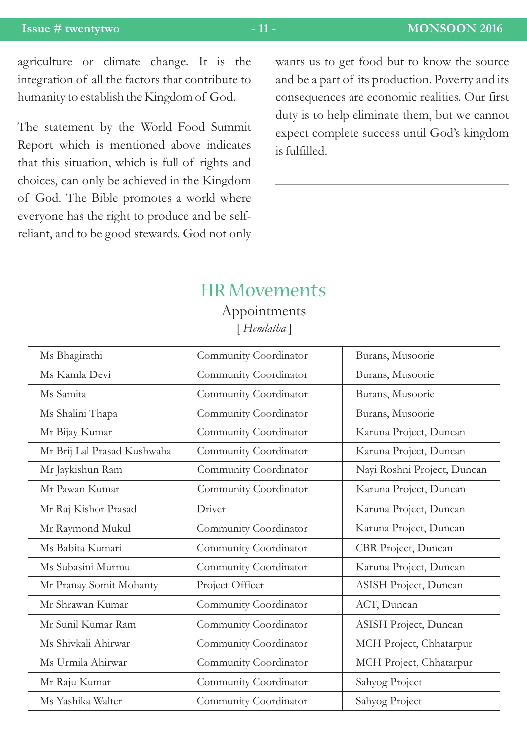agriculture or climate change. It is the integration of all the factors that contribute to humanity to establish the Kingdom of God.

The statement by the World Food Summit Report which is mentioned above indicates that this situation, which is full of rights and choices, can only be achieved in the Kingdom of God. The Bible promotes a world where everyone has the right to produce and be self-reliant, and to be good stewards. God not only wants us to get food but to know the source and be a part of its production. Poverty and its consequences are economic realities. Our first duty is to help eliminate them, but we cannot expect complete success until God's kingdom is fulfilled.

---

## HR Movements

### Appointments

[ *Hemlatha* ]

| | | |
|---|---|---|
| Ms Bhagirathi | Community Coordinator | Burans, Musoorie |
| Ms Kamla Devi | Community Coordinator | Burans, Musoorie |
| Ms Samita | Community Coordinator | Burans, Musoorie |
| Ms Shalini Thapa | Community Coordinator | Burans, Musoorie |
| Mr Bijay Kumar | Community Coordinator | Karuna Project, Duncan |
| Mr Brij Lal Prasad Kushwaha | Community Coordinator | Karuna Project, Duncan |
| Mr Jaykishun Ram | Community Coordinator | Nayi Roshni Project, Duncan |
| Mr Pawan Kumar | Community Coordinator | Karuna Project, Duncan |
| Mr Raj Kishor Prasad | Driver | Karuna Project, Duncan |
| Mr Raymond Mukul | Community Coordinator | Karuna Project, Duncan |
| Ms Babita Kumari | Community Coordinator | CBR Project, Duncan |
| Ms Subasini Murmu | Community Coordinator | Karuna Project, Duncan |
| Mr Pranay Somit Mohanty | Project Officer | ASISH Project, Duncan |
| Mr Shrawan Kumar | Community Coordinator | ACT, Duncan |
| Mr Sunil Kumar Ram | Community Coordinator | ASISH Project, Duncan |
| Ms Shivkali Ahirwar | Community Coordinator | MCH Project, Chhatarpur |
| Ms Urmila Ahirwar | Community Coordinator | MCH Project, Chhatarpur |
| Mr Raju Kumar | Community Coordinator | Sahyog Project |
| Ms Yashika Walter | Community Coordinator | Sahyog Project |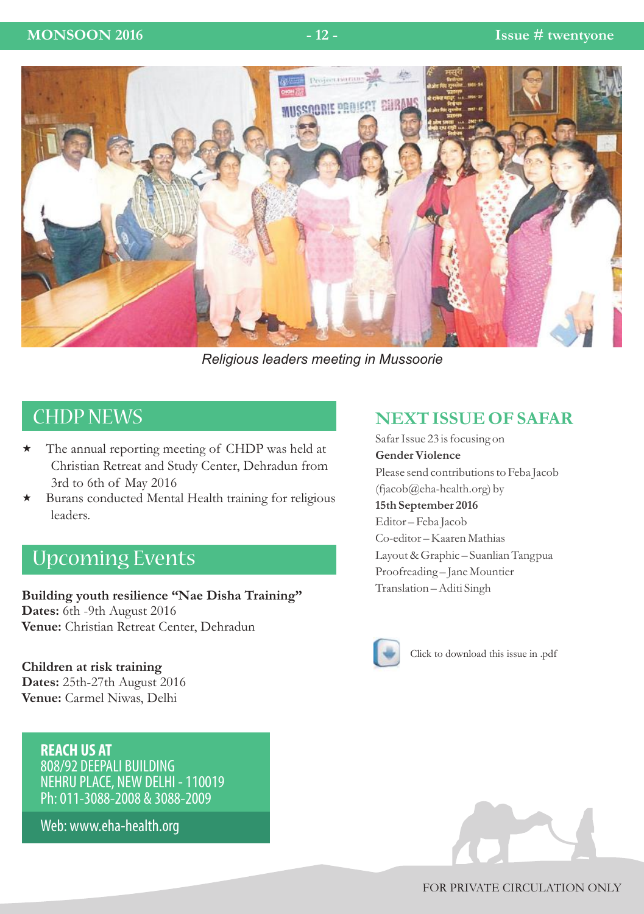*Religious leaders meeting in Mussoorie*

## CHDP NEWS

- The annual reporting meeting of CHDP was held at Christian Retreat and Study Center, Dehradun from 3rd to 6th of May 2016
- Burans conducted Mental Health training for religious leaders.

## Upcoming Events

**Building youth resilience "Nae Disha Training"**
**Dates:** 6th -9th August 2016
**Venue:** Christian Retreat Center, Dehradun

**Children at risk training**
**Dates:** 25th-27th August 2016
**Venue:** Carmel Niwas, Delhi

**REACH US AT**
808/92 DEEPALI BUILDING
NEHRU PLACE, NEW DELHI - 110019
Ph: 011-3088-2008 & 3088-2009

Web: www.eha-health.org

## NEXT ISSUE OF SAFAR

Safar Issue 23 is focusing on
**Gender Violence**
Please send contributions to Feba Jacob (fjacob@eha-health.org) by
**15th September 2016**
Editor – Feba Jacob
Co-editor – Kaaren Mathias
Layout & Graphic – Suanlian Tangpua
Proofreading – Jane Mountier
Translation – Aditi Singh

Click to download this issue in .pdf

FOR PRIVATE CIRCULATION ONLY